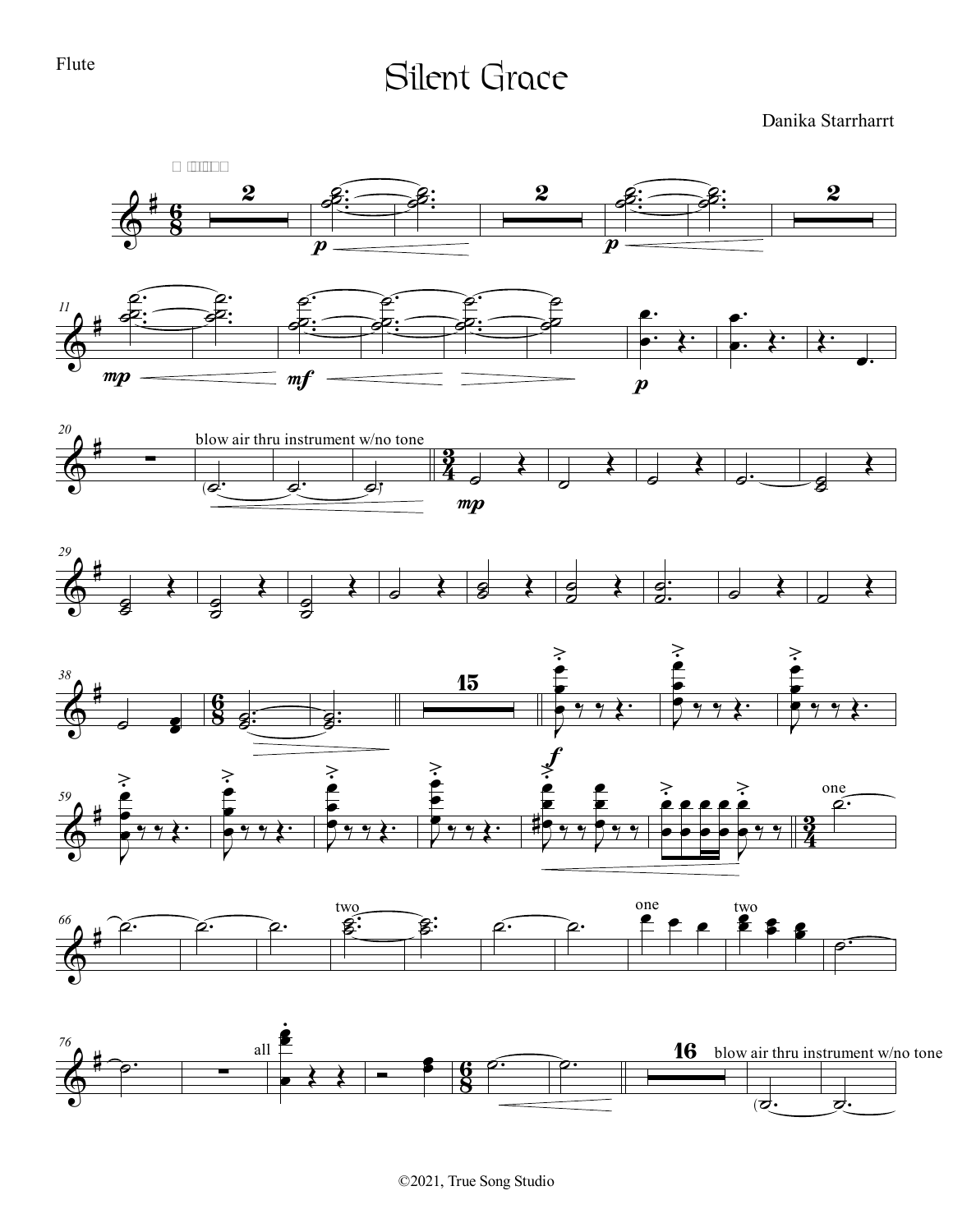Flute

# Silent Grace

Danika Starrhartt

blow air thru instrument w/no tone

one

two

one

two

all

blow air thru instrument w/no tone

©2021, True Song Studio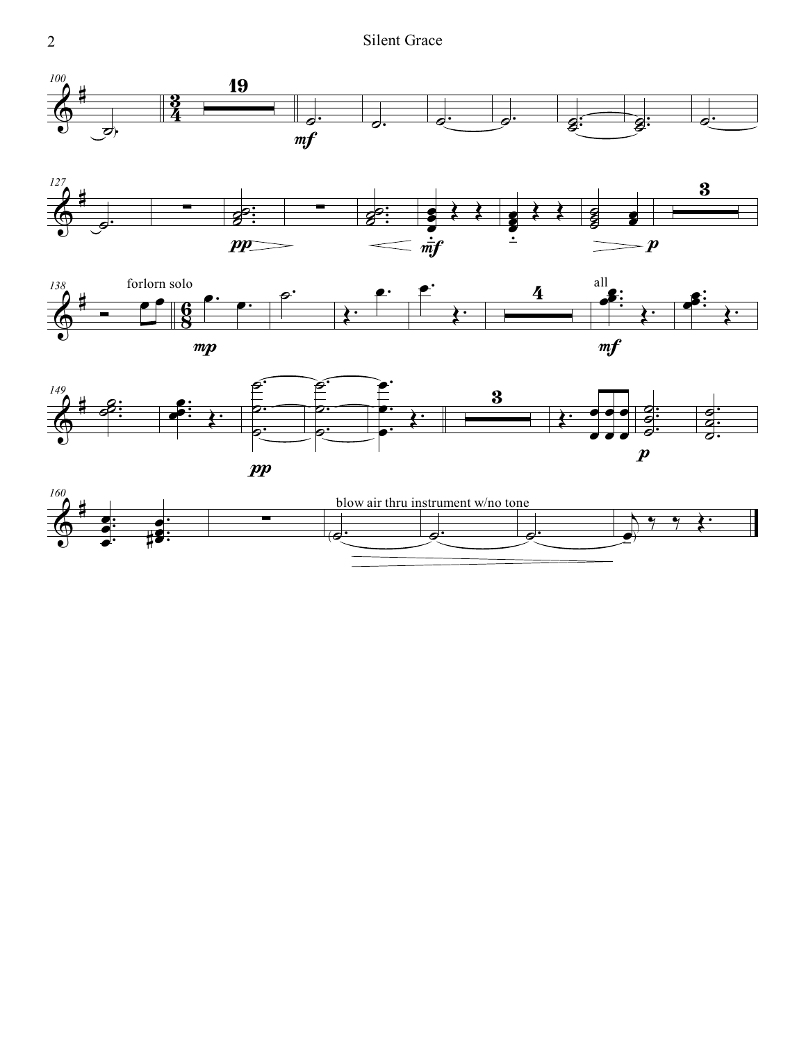forlorn solo

all

blow air thru instrument w/no tone